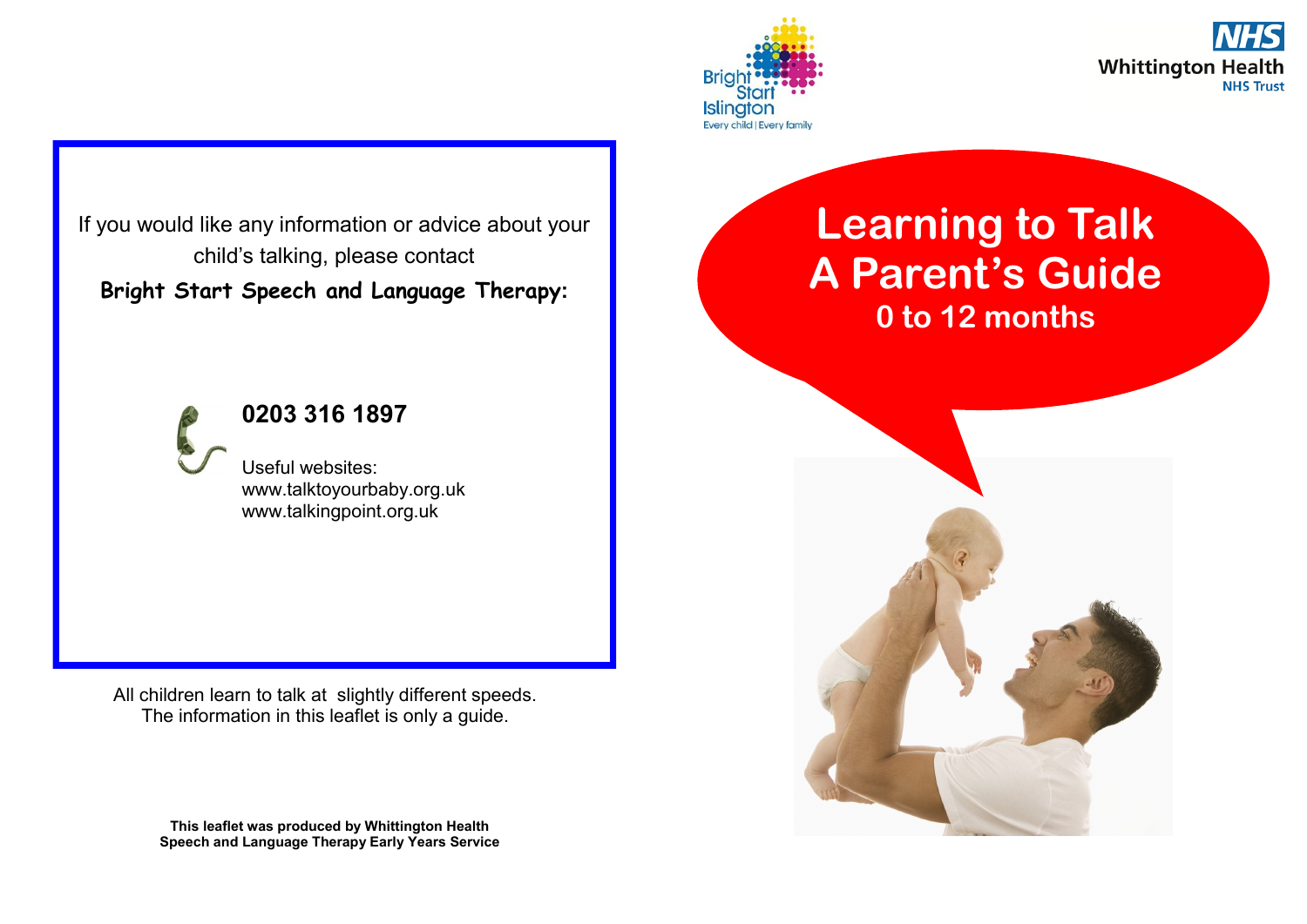Bright Start Islington
Every child | Every family

NHS
Whittington Health
NHS Trust

# Learning to Talk
# A Parent's Guide
## 0 to 12 months

If you would like any information or advice about your child's talking, please contact

**Bright Start Speech and Language Therapy:**

**0203 316 1897**

Useful websites:
www.talktoyourbaby.org.uk
www.talkingpoint.org.uk

All children learn to talk at slightly different speeds.
The information in this leaflet is only a guide.

**This leaflet was produced by Whittington Health Speech and Language Therapy Early Years Service**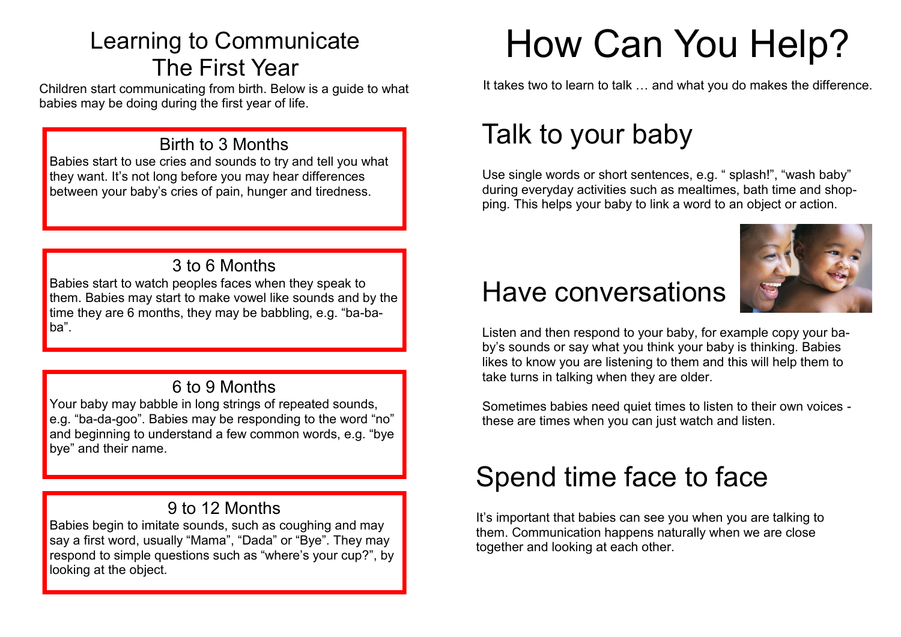# Learning to Communicate The First Year

Children start communicating from birth. Below is a guide to what babies may be doing during the first year of life.

## Birth to 3 Months

Babies start to use cries and sounds to try and tell you what they want. It's not long before you may hear differences between your baby's cries of pain, hunger and tiredness.

## 3 to 6 Months

Babies start to watch peoples faces when they speak to them. Babies may start to make vowel like sounds and by the time they are 6 months, they may be babbling, e.g. "ba-ba-ba".

## 6 to 9 Months

Your baby may babble in long strings of repeated sounds, e.g. "ba-da-goo". Babies may be responding to the word "no" and beginning to understand a few common words, e.g. "bye bye" and their name.

## 9 to 12 Months

Babies begin to imitate sounds, such as coughing and may say a first word, usually "Mama", "Dada" or "Bye". They may respond to simple questions such as "where's your cup?", by looking at the object.

# How Can You Help?

It takes two to learn to talk … and what you do makes the difference.

## Talk to your baby

Use single words or short sentences, e.g. " splash!", "wash baby" during everyday activities such as mealtimes, bath time and shopping. This helps your baby to link a word to an object or action.

## Have conversations

Listen and then respond to your baby, for example copy your baby's sounds or say what you think your baby is thinking. Babies likes to know you are listening to them and this will help them to take turns in talking when they are older.

Sometimes babies need quiet times to listen to their own voices - these are times when you can just watch and listen.

## Spend time face to face

It's important that babies can see you when you are talking to them. Communication happens naturally when we are close together and looking at each other.